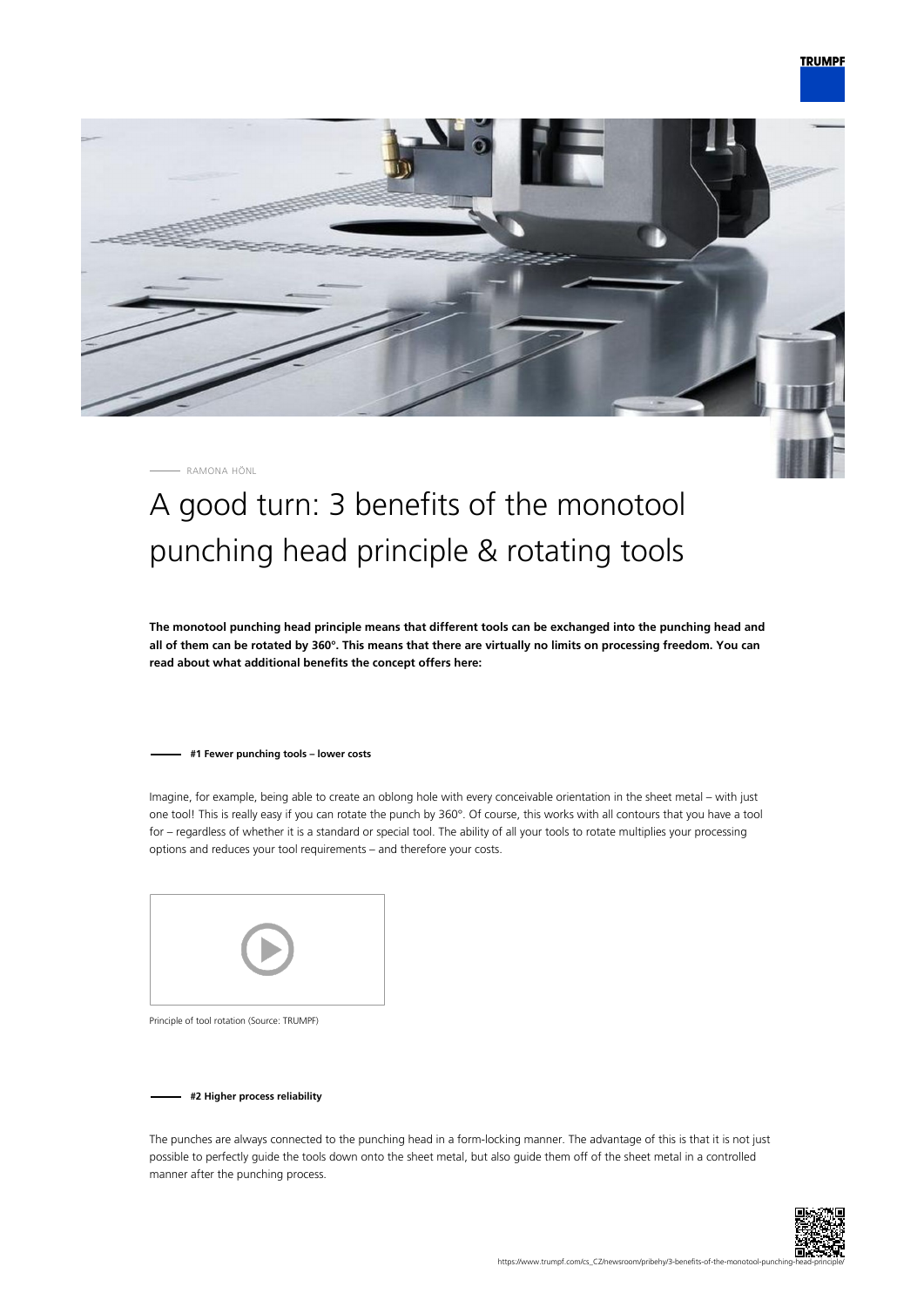RAMONA HÖNL

# A good turn: 3 benefits of the monotool punching head principle & rotating tools

**The monotool punching head principle means that different tools can be exchanged into the punching head and all of them can be rotated by 360°. This means that there are virtually no limits on processing freedom. You can read about what additional benefits the concept offers here:**

### #1 Fewer punching tools – lower costs

Imagine, for example, being able to create an oblong hole with every conceivable orientation in the sheet metal – with just one tool! This is really easy if you can rotate the punch by 360°. Of course, this works with all contours that you have a tool for – regardless of whether it is a standard or special tool. The ability of all your tools to rotate multiplies your processing options and reduces your tool requirements – and therefore your costs.

Principle of tool rotation (Source: TRUMPF)

### #2 Higher process reliability

The punches are always connected to the punching head in a form-locking manner. The advantage of this is that it is not just possible to perfectly guide the tools down onto the sheet metal, but also guide them off of the sheet metal in a controlled manner after the punching process.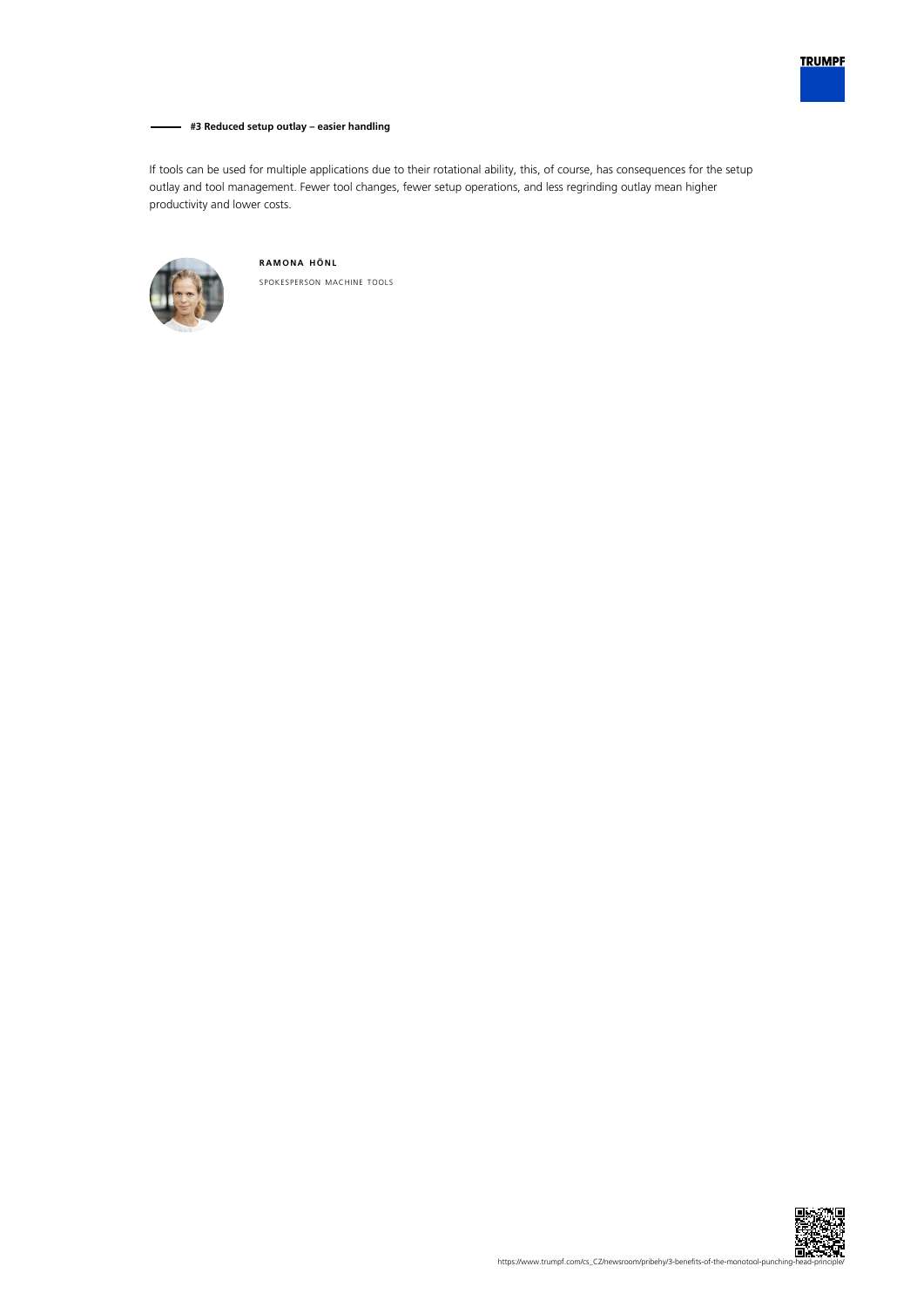#### #3 Reduced setup outlay – easier handling

If tools can be used for multiple applications due to their rotational ability, this, of course, has consequences for the setup outlay and tool management. Fewer tool changes, fewer setup operations, and less regrinding outlay mean higher productivity and lower costs.

**RAMONA HÖNL**

SPOKESPERSON MACHINE TOOLS